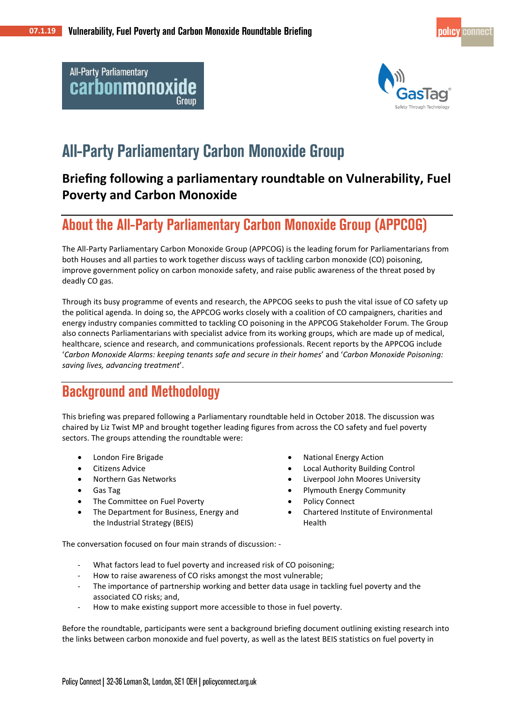# All-Party Parliamentary Carbon Monoxide Group

**Briefing following a parliamentary roundtable on Vulnerability, Fuel Poverty and Carbon Monoxide**

## About the All-Party Parliamentary Carbon Monoxide Group (APPCOG)

The All-Party Parliamentary Carbon Monoxide Group (APPCOG) is the leading forum for Parliamentarians from both Houses and all parties to work together discuss ways of tackling carbon monoxide (CO) poisoning, improve government policy on carbon monoxide safety, and raise public awareness of the threat posed by deadly CO gas.

Through its busy programme of events and research, the APPCOG seeks to push the vital issue of CO safety up the political agenda. In doing so, the APPCOG works closely with a coalition of CO campaigners, charities and energy industry companies committed to tackling CO poisoning in the APPCOG Stakeholder Forum. The Group also connects Parliamentarians with specialist advice from its working groups, which are made up of medical, healthcare, science and research, and communications professionals. Recent reports by the APPCOG include '*Carbon Monoxide Alarms: keeping tenants safe and secure in their homes*' and '*Carbon Monoxide Poisoning: saving lives, advancing treatment*'.

## Background and Methodology

This briefing was prepared following a Parliamentary roundtable held in October 2018. The discussion was chaired by Liz Twist MP and brought together leading figures from across the CO safety and fuel poverty sectors. The groups attending the roundtable were:

- London Fire Brigade
- Citizens Advice
- Northern Gas Networks
- Gas Tag
- The Committee on Fuel Poverty
- The Department for Business, Energy and the Industrial Strategy (BEIS)
- National Energy Action
- Local Authority Building Control
- Liverpool John Moores University
- Plymouth Energy Community
- Policy Connect
- Chartered Institute of Environmental Health

The conversation focused on four main strands of discussion: -

- What factors lead to fuel poverty and increased risk of CO poisoning;
- How to raise awareness of CO risks amongst the most vulnerable;
- The importance of partnership working and better data usage in tackling fuel poverty and the associated CO risks; and,
- How to make existing support more accessible to those in fuel poverty.

Before the roundtable, participants were sent a background briefing document outlining existing research into the links between carbon monoxide and fuel poverty, as well as the latest BEIS statistics on fuel poverty in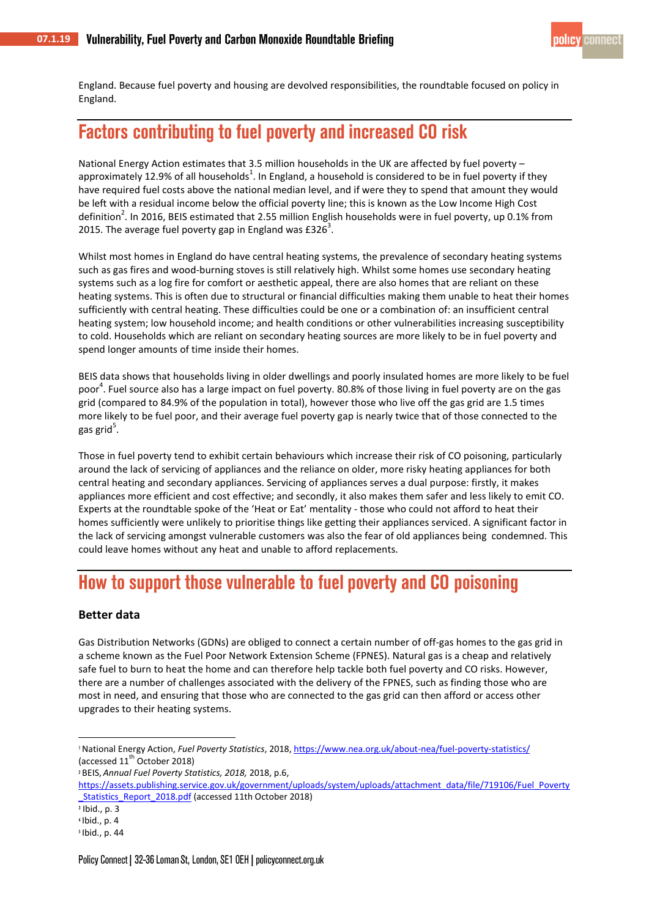England. Because fuel poverty and housing are devolved responsibilities, the roundtable focused on policy in England.

## Factors contributing to fuel poverty and increased CO risk

National Energy Action estimates that 3.5 million households in the UK are affected by fuel poverty – approximately 12.9% of all households[1]. In England, a household is considered to be in fuel poverty if they have required fuel costs above the national median level, and if were they to spend that amount they would be left with a residual income below the official poverty line; this is known as the Low Income High Cost definition[2]. In 2016, BEIS estimated that 2.55 million English households were in fuel poverty, up 0.1% from 2015. The average fuel poverty gap in England was £326[3].

Whilst most homes in England do have central heating systems, the prevalence of secondary heating systems such as gas fires and wood-burning stoves is still relatively high. Whilst some homes use secondary heating systems such as a log fire for comfort or aesthetic appeal, there are also homes that are reliant on these heating systems. This is often due to structural or financial difficulties making them unable to heat their homes sufficiently with central heating. These difficulties could be one or a combination of: an insufficient central heating system; low household income; and health conditions or other vulnerabilities increasing susceptibility to cold. Households which are reliant on secondary heating sources are more likely to be in fuel poverty and spend longer amounts of time inside their homes.

BEIS data shows that households living in older dwellings and poorly insulated homes are more likely to be fuel poor[4]. Fuel source also has a large impact on fuel poverty. 80.8% of those living in fuel poverty are on the gas grid (compared to 84.9% of the population in total), however those who live off the gas grid are 1.5 times more likely to be fuel poor, and their average fuel poverty gap is nearly twice that of those connected to the gas grid[5].

Those in fuel poverty tend to exhibit certain behaviours which increase their risk of CO poisoning, particularly around the lack of servicing of appliances and the reliance on older, more risky heating appliances for both central heating and secondary appliances. Servicing of appliances serves a dual purpose: firstly, it makes appliances more efficient and cost effective; and secondly, it also makes them safer and less likely to emit CO. Experts at the roundtable spoke of the 'Heat or Eat' mentality - those who could not afford to heat their homes sufficiently were unlikely to prioritise things like getting their appliances serviced. A significant factor in the lack of servicing amongst vulnerable customers was also the fear of old appliances being condemned. This could leave homes without any heat and unable to afford replacements.

## How to support those vulnerable to fuel poverty and CO poisoning

### Better data

Gas Distribution Networks (GDNs) are obliged to connect a certain number of off-gas homes to the gas grid in a scheme known as the Fuel Poor Network Extension Scheme (FPNES). Natural gas is a cheap and relatively safe fuel to burn to heat the home and can therefore help tackle both fuel poverty and CO risks. However, there are a number of challenges associated with the delivery of the FPNES, such as finding those who are most in need, and ensuring that those who are connected to the gas grid can then afford or access other upgrades to their heating systems.

---

[1] National Energy Action, *Fuel Poverty Statistics*, 2018, https://www.nea.org.uk/about-nea/fuel-poverty-statistics/ (accessed 11th October 2018)

[2] BEIS, *Annual Fuel Poverty Statistics, 2018,* 2018, p.6, https://assets.publishing.service.gov.uk/government/uploads/system/uploads/attachment_data/file/719106/Fuel_Poverty_Statistics_Report_2018.pdf (accessed 11th October 2018)

[3] Ibid., p. 3

[4] Ibid., p. 4

[5] Ibid., p. 44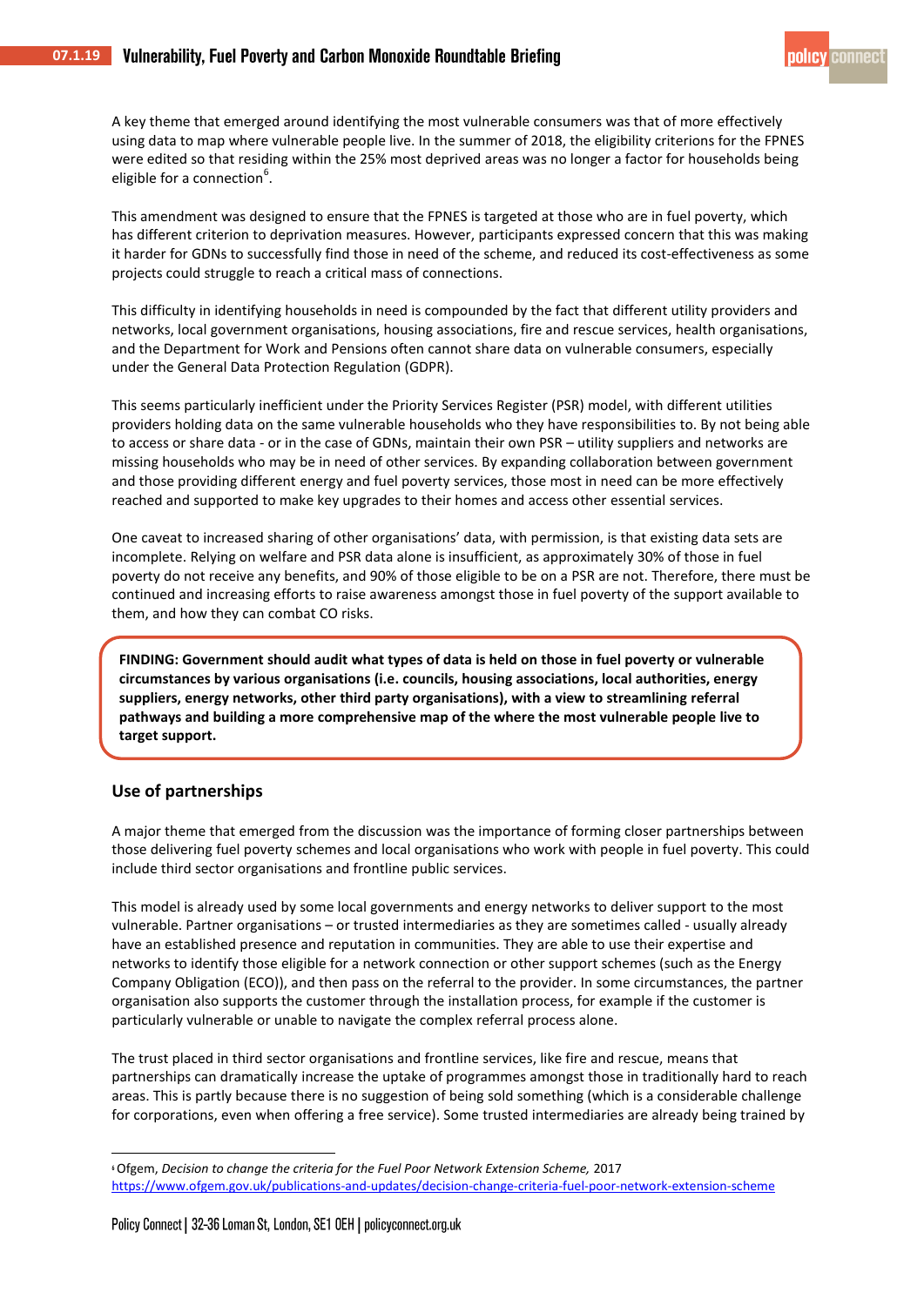A key theme that emerged around identifying the most vulnerable consumers was that of more effectively using data to map where vulnerable people live. In the summer of 2018, the eligibility criterions for the FPNES were edited so that residing within the 25% most deprived areas was no longer a factor for households being eligible for a connection[6].

This amendment was designed to ensure that the FPNES is targeted at those who are in fuel poverty, which has different criterion to deprivation measures. However, participants expressed concern that this was making it harder for GDNs to successfully find those in need of the scheme, and reduced its cost-effectiveness as some projects could struggle to reach a critical mass of connections.

This difficulty in identifying households in need is compounded by the fact that different utility providers and networks, local government organisations, housing associations, fire and rescue services, health organisations, and the Department for Work and Pensions often cannot share data on vulnerable consumers, especially under the General Data Protection Regulation (GDPR).

This seems particularly inefficient under the Priority Services Register (PSR) model, with different utilities providers holding data on the same vulnerable households who they have responsibilities to. By not being able to access or share data - or in the case of GDNs, maintain their own PSR – utility suppliers and networks are missing households who may be in need of other services. By expanding collaboration between government and those providing different energy and fuel poverty services, those most in need can be more effectively reached and supported to make key upgrades to their homes and access other essential services.

One caveat to increased sharing of other organisations' data, with permission, is that existing data sets are incomplete. Relying on welfare and PSR data alone is insufficient, as approximately 30% of those in fuel poverty do not receive any benefits, and 90% of those eligible to be on a PSR are not. Therefore, there must be continued and increasing efforts to raise awareness amongst those in fuel poverty of the support available to them, and how they can combat CO risks.

**FINDING: Government should audit what types of data is held on those in fuel poverty or vulnerable circumstances by various organisations (i.e. councils, housing associations, local authorities, energy suppliers, energy networks, other third party organisations), with a view to streamlining referral pathways and building a more comprehensive map of the where the most vulnerable people live to target support.**

## Use of partnerships

A major theme that emerged from the discussion was the importance of forming closer partnerships between those delivering fuel poverty schemes and local organisations who work with people in fuel poverty. This could include third sector organisations and frontline public services.

This model is already used by some local governments and energy networks to deliver support to the most vulnerable. Partner organisations – or trusted intermediaries as they are sometimes called - usually already have an established presence and reputation in communities. They are able to use their expertise and networks to identify those eligible for a network connection or other support schemes (such as the Energy Company Obligation (ECO)), and then pass on the referral to the provider. In some circumstances, the partner organisation also supports the customer through the installation process, for example if the customer is particularly vulnerable or unable to navigate the complex referral process alone.

The trust placed in third sector organisations and frontline services, like fire and rescue, means that partnerships can dramatically increase the uptake of programmes amongst those in traditionally hard to reach areas. This is partly because there is no suggestion of being sold something (which is a considerable challenge for corporations, even when offering a free service). Some trusted intermediaries are already being trained by

---

[6] Ofgem, *Decision to change the criteria for the Fuel Poor Network Extension Scheme,* 2017 https://www.ofgem.gov.uk/publications-and-updates/decision-change-criteria-fuel-poor-network-extension-scheme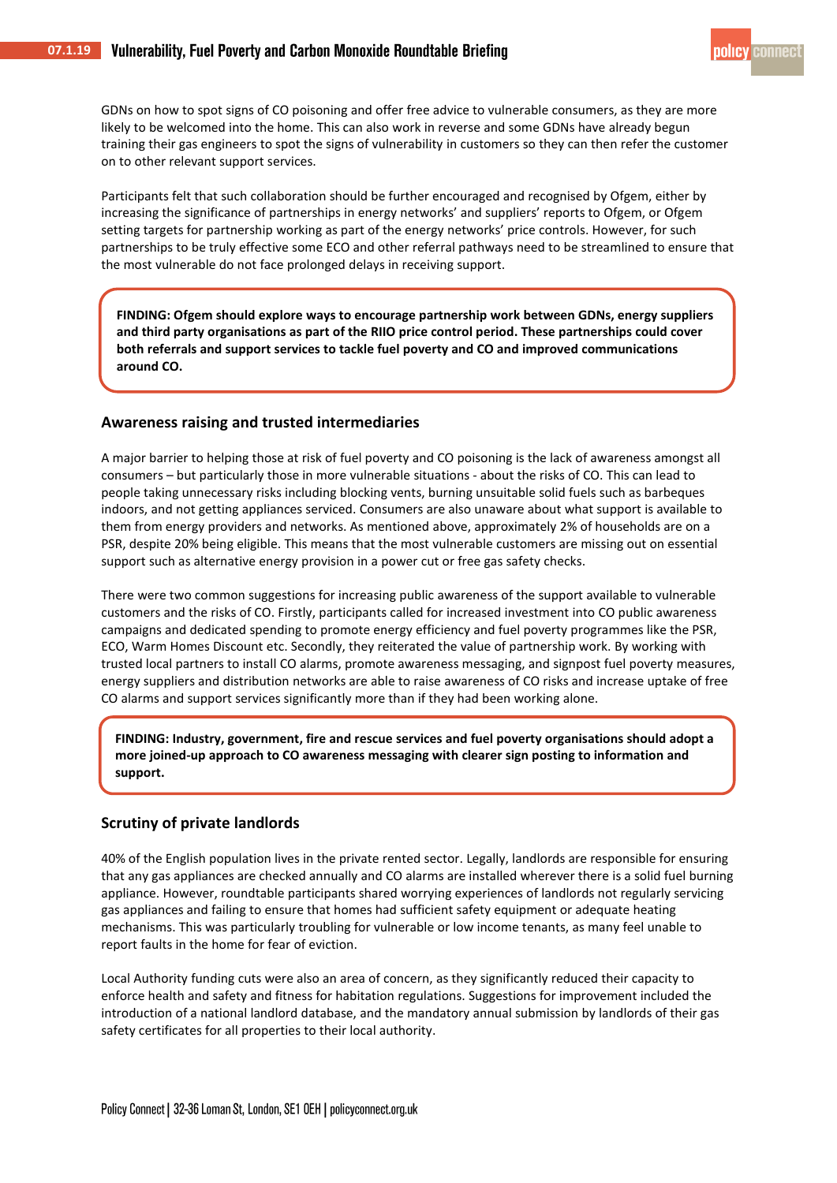GDNs on how to spot signs of CO poisoning and offer free advice to vulnerable consumers, as they are more likely to be welcomed into the home. This can also work in reverse and some GDNs have already begun training their gas engineers to spot the signs of vulnerability in customers so they can then refer the customer on to other relevant support services.

Participants felt that such collaboration should be further encouraged and recognised by Ofgem, either by increasing the significance of partnerships in energy networks' and suppliers' reports to Ofgem, or Ofgem setting targets for partnership working as part of the energy networks' price controls. However, for such partnerships to be truly effective some ECO and other referral pathways need to be streamlined to ensure that the most vulnerable do not face prolonged delays in receiving support.

**FINDING: Ofgem should explore ways to encourage partnership work between GDNs, energy suppliers and third party organisations as part of the RIIO price control period. These partnerships could cover both referrals and support services to tackle fuel poverty and CO and improved communications around CO.**

## Awareness raising and trusted intermediaries

A major barrier to helping those at risk of fuel poverty and CO poisoning is the lack of awareness amongst all consumers – but particularly those in more vulnerable situations - about the risks of CO. This can lead to people taking unnecessary risks including blocking vents, burning unsuitable solid fuels such as barbeques indoors, and not getting appliances serviced. Consumers are also unaware about what support is available to them from energy providers and networks. As mentioned above, approximately 2% of households are on a PSR, despite 20% being eligible. This means that the most vulnerable customers are missing out on essential support such as alternative energy provision in a power cut or free gas safety checks.

There were two common suggestions for increasing public awareness of the support available to vulnerable customers and the risks of CO. Firstly, participants called for increased investment into CO public awareness campaigns and dedicated spending to promote energy efficiency and fuel poverty programmes like the PSR, ECO, Warm Homes Discount etc. Secondly, they reiterated the value of partnership work. By working with trusted local partners to install CO alarms, promote awareness messaging, and signpost fuel poverty measures, energy suppliers and distribution networks are able to raise awareness of CO risks and increase uptake of free CO alarms and support services significantly more than if they had been working alone.

**FINDING: Industry, government, fire and rescue services and fuel poverty organisations should adopt a more joined-up approach to CO awareness messaging with clearer sign posting to information and support.**

## Scrutiny of private landlords

40% of the English population lives in the private rented sector. Legally, landlords are responsible for ensuring that any gas appliances are checked annually and CO alarms are installed wherever there is a solid fuel burning appliance. However, roundtable participants shared worrying experiences of landlords not regularly servicing gas appliances and failing to ensure that homes had sufficient safety equipment or adequate heating mechanisms. This was particularly troubling for vulnerable or low income tenants, as many feel unable to report faults in the home for fear of eviction.

Local Authority funding cuts were also an area of concern, as they significantly reduced their capacity to enforce health and safety and fitness for habitation regulations. Suggestions for improvement included the introduction of a national landlord database, and the mandatory annual submission by landlords of their gas safety certificates for all properties to their local authority.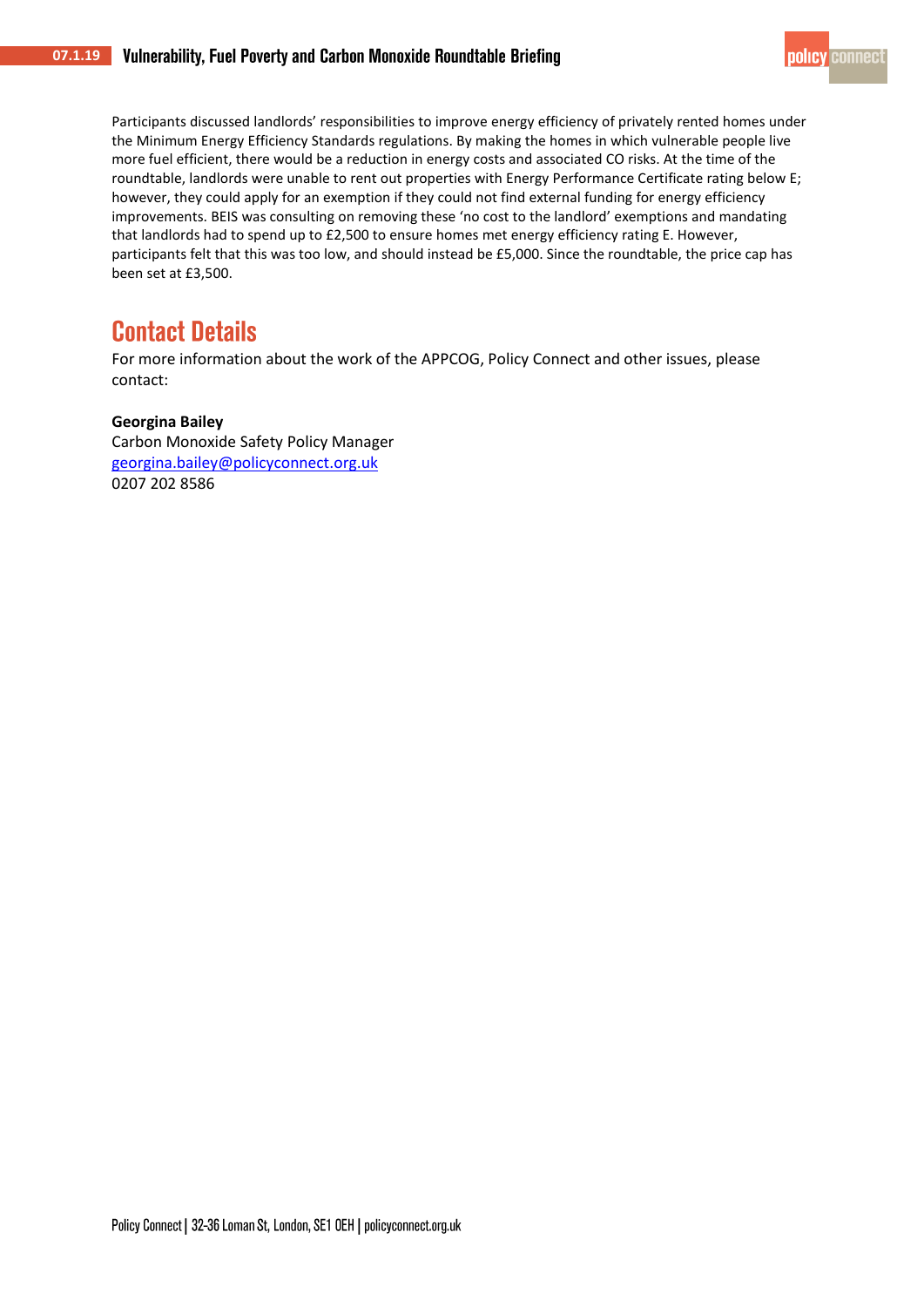Participants discussed landlords' responsibilities to improve energy efficiency of privately rented homes under the Minimum Energy Efficiency Standards regulations. By making the homes in which vulnerable people live more fuel efficient, there would be a reduction in energy costs and associated CO risks. At the time of the roundtable, landlords were unable to rent out properties with Energy Performance Certificate rating below E; however, they could apply for an exemption if they could not find external funding for energy efficiency improvements. BEIS was consulting on removing these 'no cost to the landlord' exemptions and mandating that landlords had to spend up to £2,500 to ensure homes met energy efficiency rating E. However, participants felt that this was too low, and should instead be £5,000. Since the roundtable, the price cap has been set at £3,500.

## Contact Details

For more information about the work of the APPCOG, Policy Connect and other issues, please contact:

**Georgina Bailey**
Carbon Monoxide Safety Policy Manager
[georgina.bailey@policyconnect.org.uk](mailto:georgina.bailey@policyconnect.org.uk)
0207 202 8586